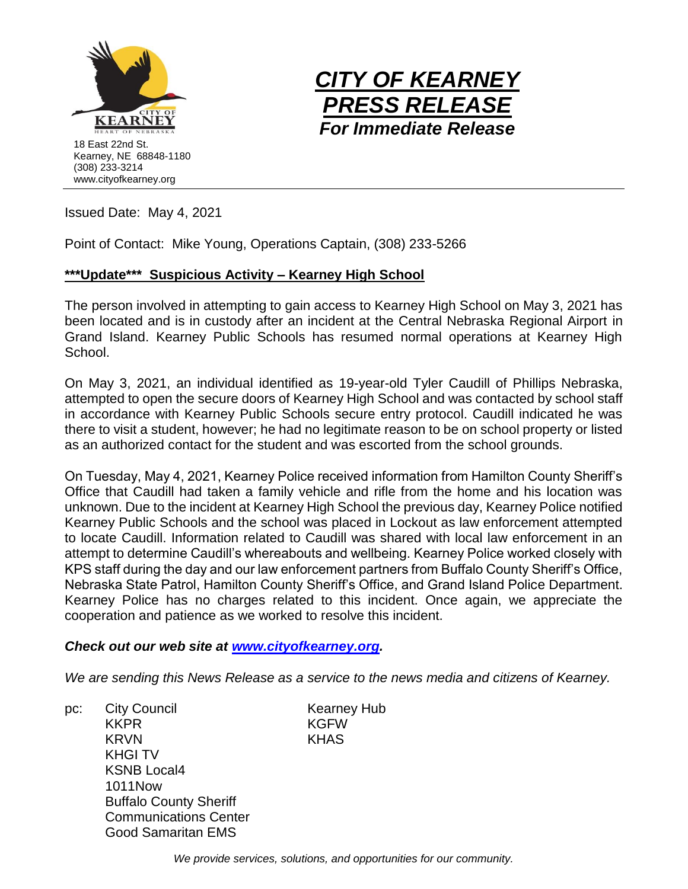18 East 22nd St.
Kearney, NE 68848-1180
(308) 233-3214
www.cityofkearney.org

# *CITY OF KEARNEY PRESS RELEASE*

***For Immediate Release***

Issued Date: May 4, 2021

Point of Contact: Mike Young, Operations Captain, (308) 233-5266

## **\*\*\*Update\*\*\* Suspicious Activity – Kearney High School**

The person involved in attempting to gain access to Kearney High School on May 3, 2021 has been located and is in custody after an incident at the Central Nebraska Regional Airport in Grand Island. Kearney Public Schools has resumed normal operations at Kearney High School.

On May 3, 2021, an individual identified as 19-year-old Tyler Caudill of Phillips Nebraska, attempted to open the secure doors of Kearney High School and was contacted by school staff in accordance with Kearney Public Schools secure entry protocol. Caudill indicated he was there to visit a student, however; he had no legitimate reason to be on school property or listed as an authorized contact for the student and was escorted from the school grounds.

On Tuesday, May 4, 2021, Kearney Police received information from Hamilton County Sheriff's Office that Caudill had taken a family vehicle and rifle from the home and his location was unknown. Due to the incident at Kearney High School the previous day, Kearney Police notified Kearney Public Schools and the school was placed in Lockout as law enforcement attempted to locate Caudill. Information related to Caudill was shared with local law enforcement in an attempt to determine Caudill's whereabouts and wellbeing. Kearney Police worked closely with KPS staff during the day and our law enforcement partners from Buffalo County Sheriff's Office, Nebraska State Patrol, Hamilton County Sheriff's Office, and Grand Island Police Department. Kearney Police has no charges related to this incident. Once again, we appreciate the cooperation and patience as we worked to resolve this incident.

***Check out our web site at [www.cityofkearney.org](http://www.cityofkearney.org).***

*We are sending this News Release as a service to the news media and citizens of Kearney.*

pc:
- City Council
- KKPR
- KRVN
- KHGI TV
- KSNB Local4
- 1011Now
- Buffalo County Sheriff
- Communications Center
- Good Samaritan EMS
- Kearney Hub
- KGFW
- KHAS

*We provide services, solutions, and opportunities for our community.*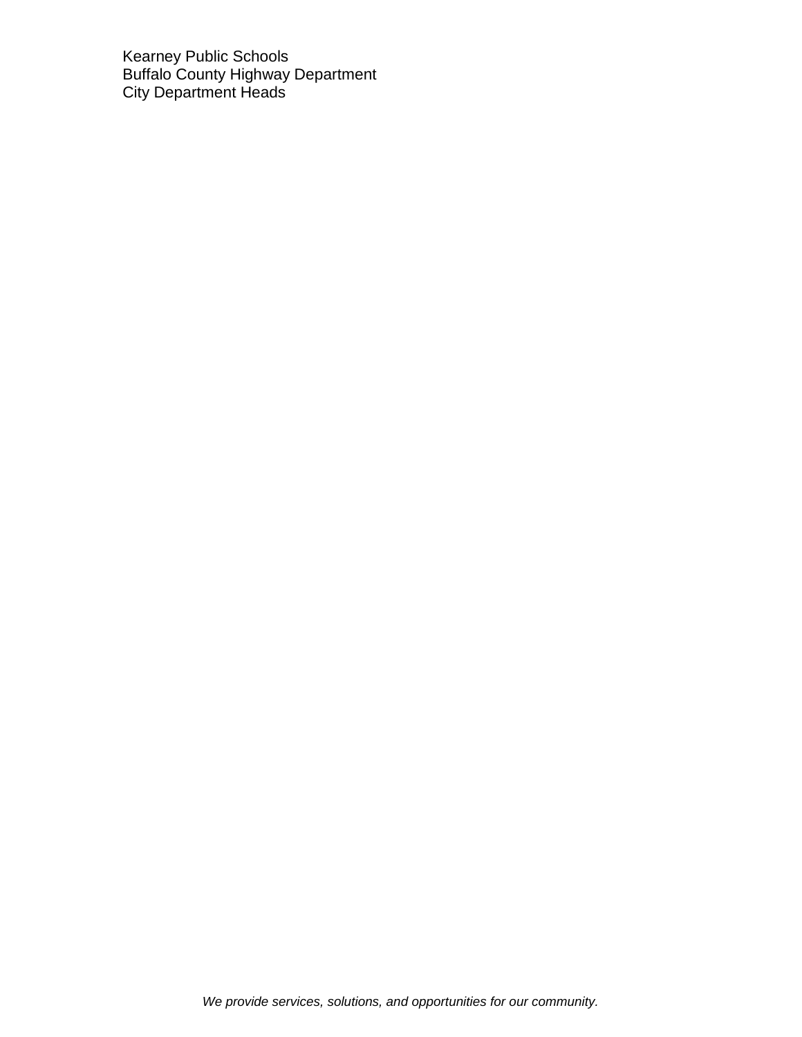Kearney Public Schools
Buffalo County Highway Department
City Department Heads

*We provide services, solutions, and opportunities for our community.*